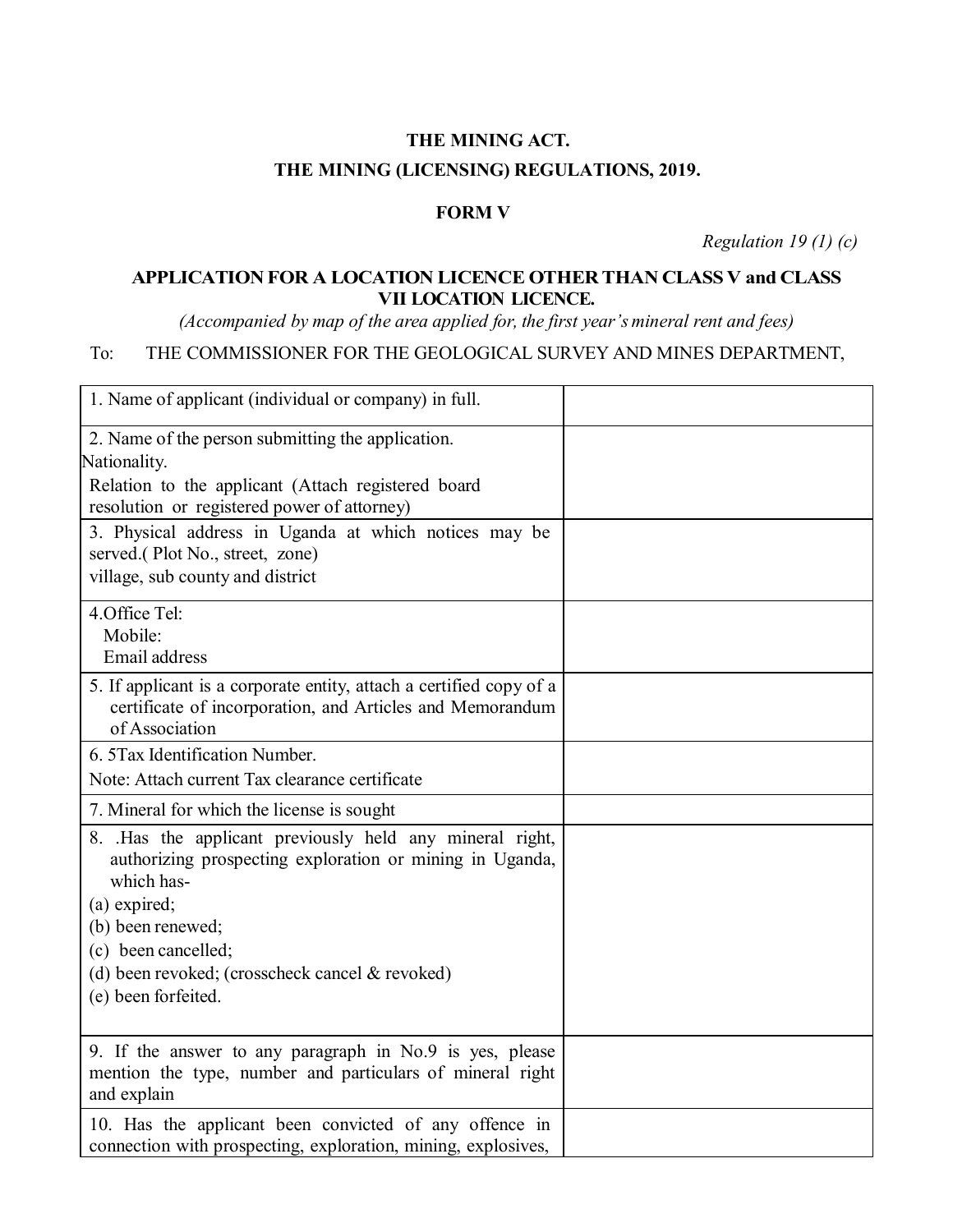**THE MINING ACT.**

**THE MINING (LICENSING) REGULATIONS, 2019.**

**FORM V**

*Regulation 19 (1) (c)*

**APPLICATION FOR A LOCATION LICENCE OTHER THAN CLASS V and CLASS VII LOCATION LICENCE.**

*(Accompanied by map of the area applied for, the first year's mineral rent and fees)*

To: THE COMMISSIONER FOR THE GEOLOGICAL SURVEY AND MINES DEPARTMENT,

| | |
|---|---|
| 1. Name of applicant (individual or company) in full. | |
| 2. Name of the person submitting the application.<br>Nationality.<br>Relation to the applicant (Attach registered board resolution or registered power of attorney) | |
| 3. Physical address in Uganda at which notices may be served.( Plot No., street, zone)<br>village, sub county and district | |
| 4.Office Tel:<br>Mobile:<br>Email address | |
| 5. If applicant is a corporate entity, attach a certified copy of a certificate of incorporation, and Articles and Memorandum of Association | |
| 6. 5Tax Identification Number.<br>Note: Attach current Tax clearance certificate | |
| 7. Mineral for which the license is sought | |
| 8. .Has the applicant previously held any mineral right, authorizing prospecting exploration or mining in Uganda, which has-<br>(a) expired;<br>(b) been renewed;<br>(c) been cancelled;<br>(d) been revoked; (crosscheck cancel & revoked)<br>(e) been forfeited. | |
| 9. If the answer to any paragraph in No.9 is yes, please mention the type, number and particulars of mineral right and explain | |
| 10. Has the applicant been convicted of any offence in connection with prospecting, exploration, mining, explosives, | |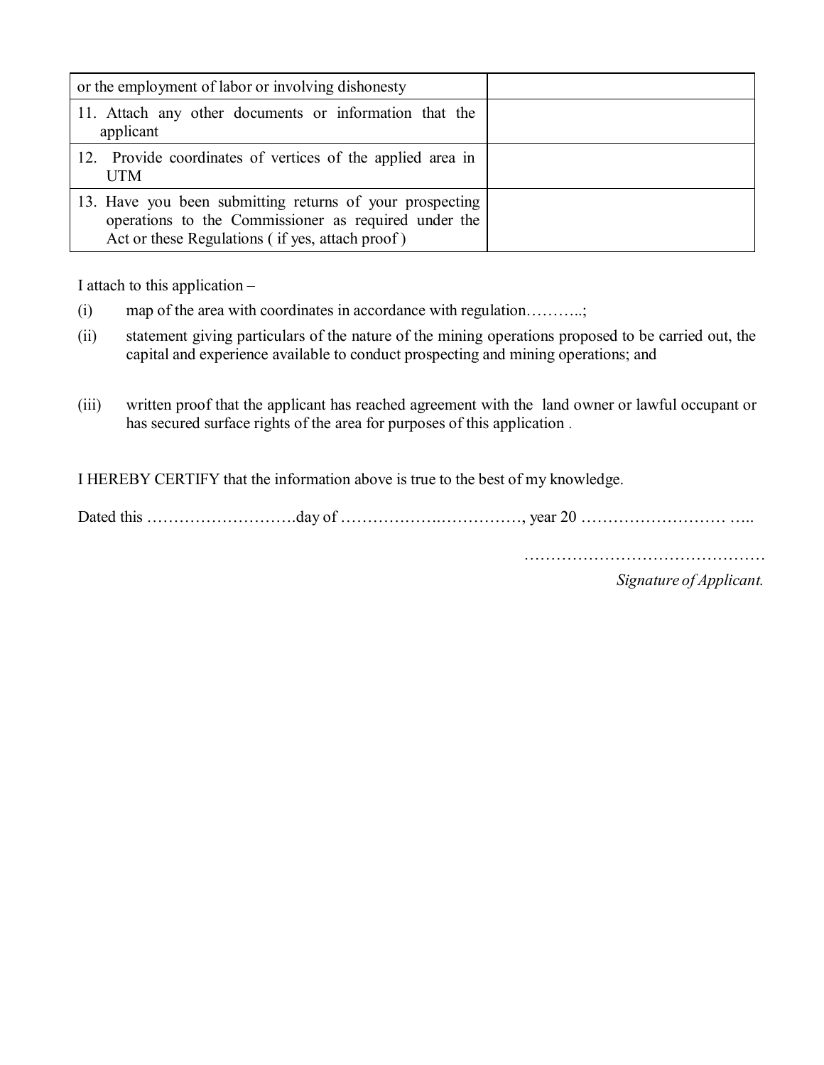| | |
|---|---|
| or the employment of labor or involving dishonesty | |
| 11. Attach any other documents or information that the applicant | |
| 12. Provide coordinates of vertices of the applied area in UTM | |
| 13. Have you been submitting returns of your prospecting operations to the Commissioner as required under the Act or these Regulations ( if yes, attach proof ) | |

I attach to this application –

(i) map of the area with coordinates in accordance with regulation………..;

(ii) statement giving particulars of the nature of the mining operations proposed to be carried out, the capital and experience available to conduct prospecting and mining operations; and

(iii) written proof that the applicant has reached agreement with the land owner or lawful occupant or has secured surface rights of the area for purposes of this application .

I HEREBY CERTIFY that the information above is true to the best of my knowledge.

Dated this ……………………….day of ……………….……………, year 20 ……………………… …..

………………………………………

*Signature of Applicant.*